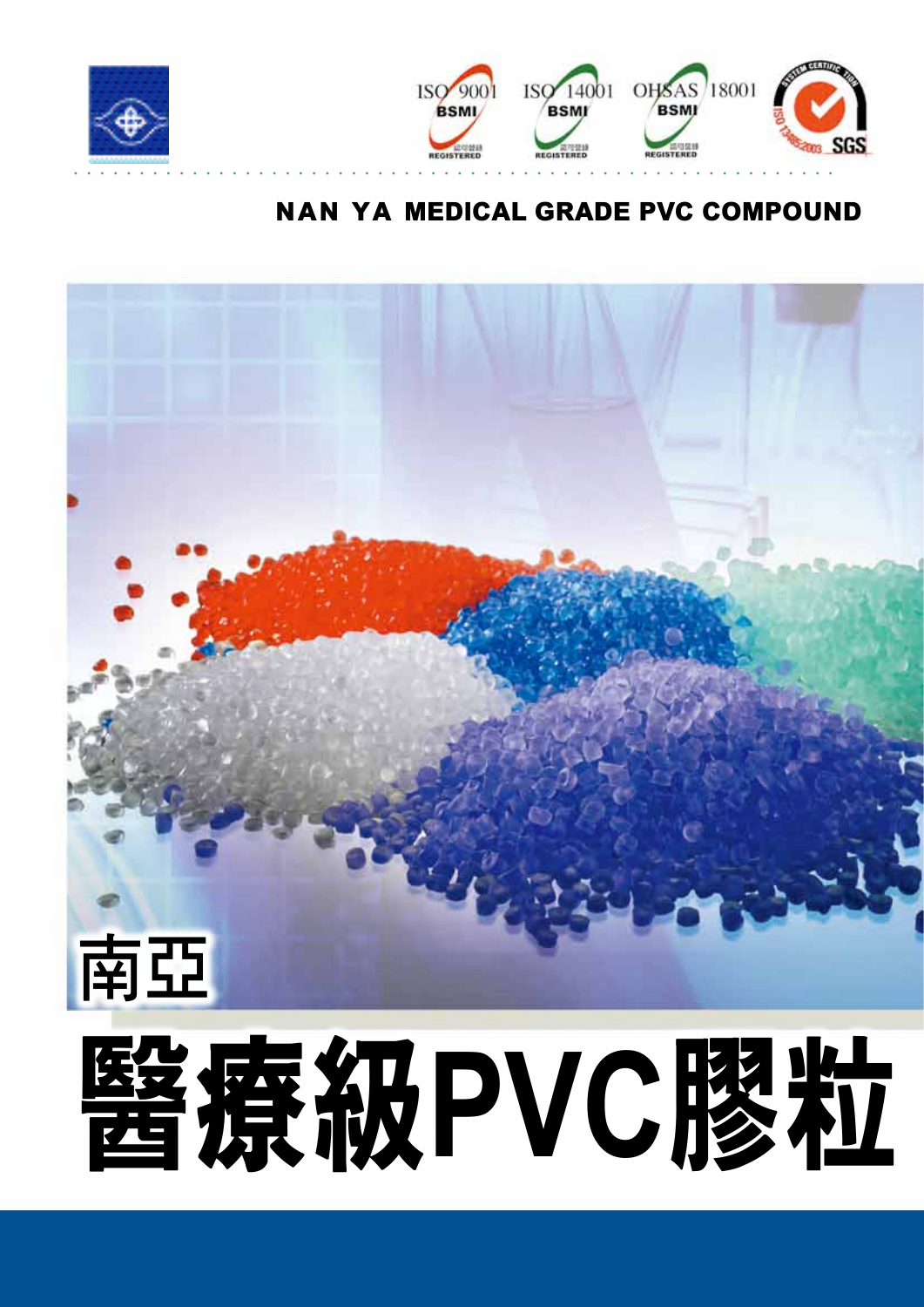ISO 9001 BSMI REGISTERED

ISO 14001 BSMI REGISTERED

OHSAS 18001 BSMI REGISTERED

SYSTEM CERTIFICATION ISO 13485:2003 SGS

## NAN YA MEDICAL GRADE PVC COMPOUND

南亞

# 醫療級PVC膠粒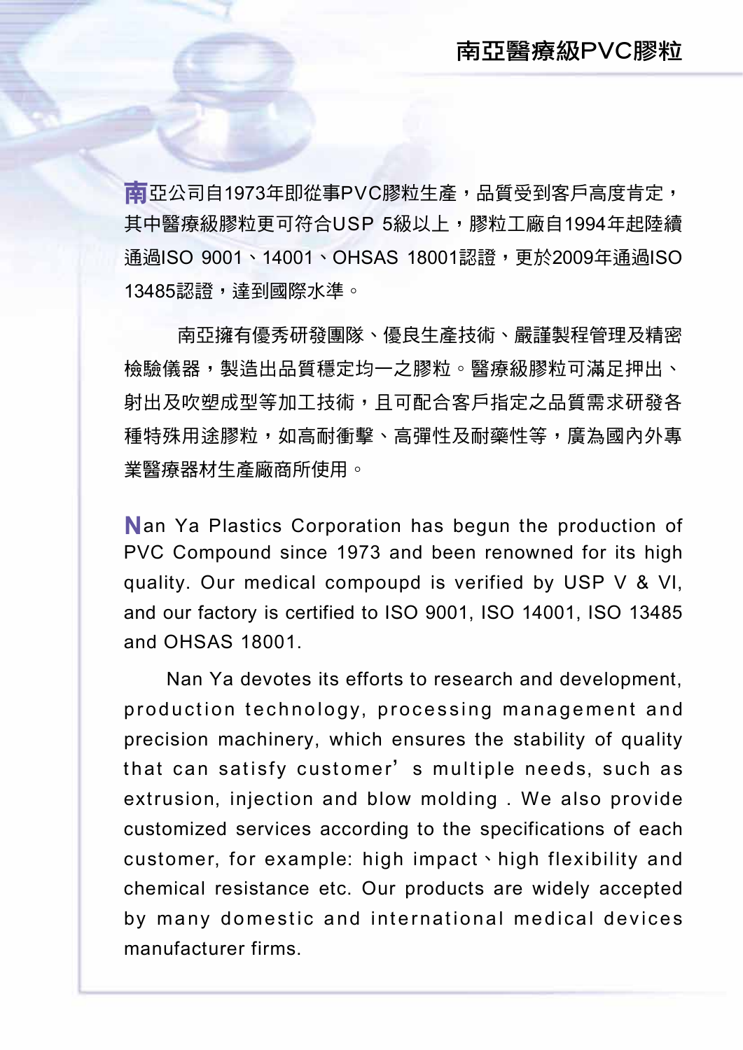# 南亞醫療級PVC膠粒

南亞公司自1973年即從事PVC膠粒生產，品質受到客戶高度肯定，其中醫療級膠粒更可符合USP 5級以上，膠粒工廠自1994年起陸續通過ISO 9001、14001、OHSAS 18001認證，更於2009年通過ISO 13485認證，達到國際水準。

南亞擁有優秀研發團隊、優良生產技術、嚴謹製程管理及精密檢驗儀器，製造出品質穩定均一之膠粒。醫療級膠粒可滿足押出、射出及吹塑成型等加工技術，且可配合客戶指定之品質需求研發各種特殊用途膠粒，如高耐衝擊、高彈性及耐藥性等，廣為國內外專業醫療器材生產廠商所使用。

Nan Ya Plastics Corporation has begun the production of PVC Compound since 1973 and been renowned for its high quality. Our medical compoupd is verified by USP V & VI, and our factory is certified to ISO 9001, ISO 14001, ISO 13485 and OHSAS 18001.

Nan Ya devotes its efforts to research and development, production technology, processing management and precision machinery, which ensures the stability of quality that can satisfy customer’s multiple needs, such as extrusion, injection and blow molding . We also provide customized services according to the specifications of each customer, for example: high impact、high flexibility and chemical resistance etc. Our products are widely accepted by many domestic and international medical devices manufacturer firms.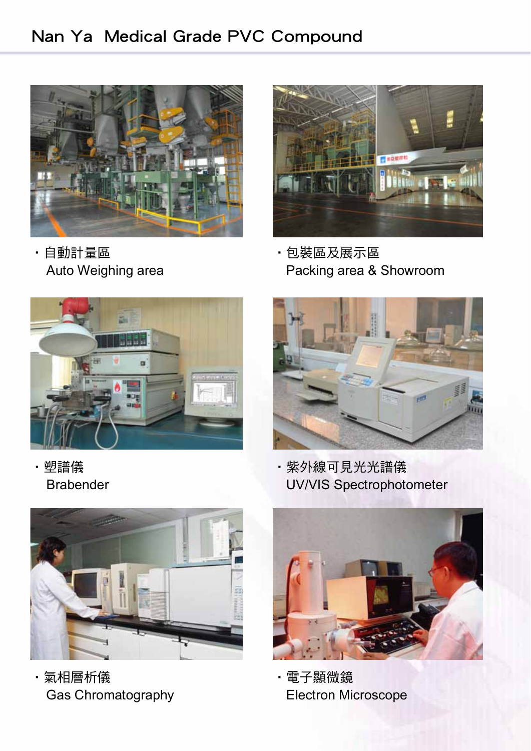# Nan Ya Medical Grade PVC Compound

- 自動計量區
  Auto Weighing area

- 包裝區及展示區
  Packing area & Showroom

- 塑譜儀
  Brabender

- 紫外線可見光光譜儀
  UV/VIS Spectrophotometer

- 氣相層析儀
  Gas Chromatography

- 電子顯微鏡
  Electron Microscope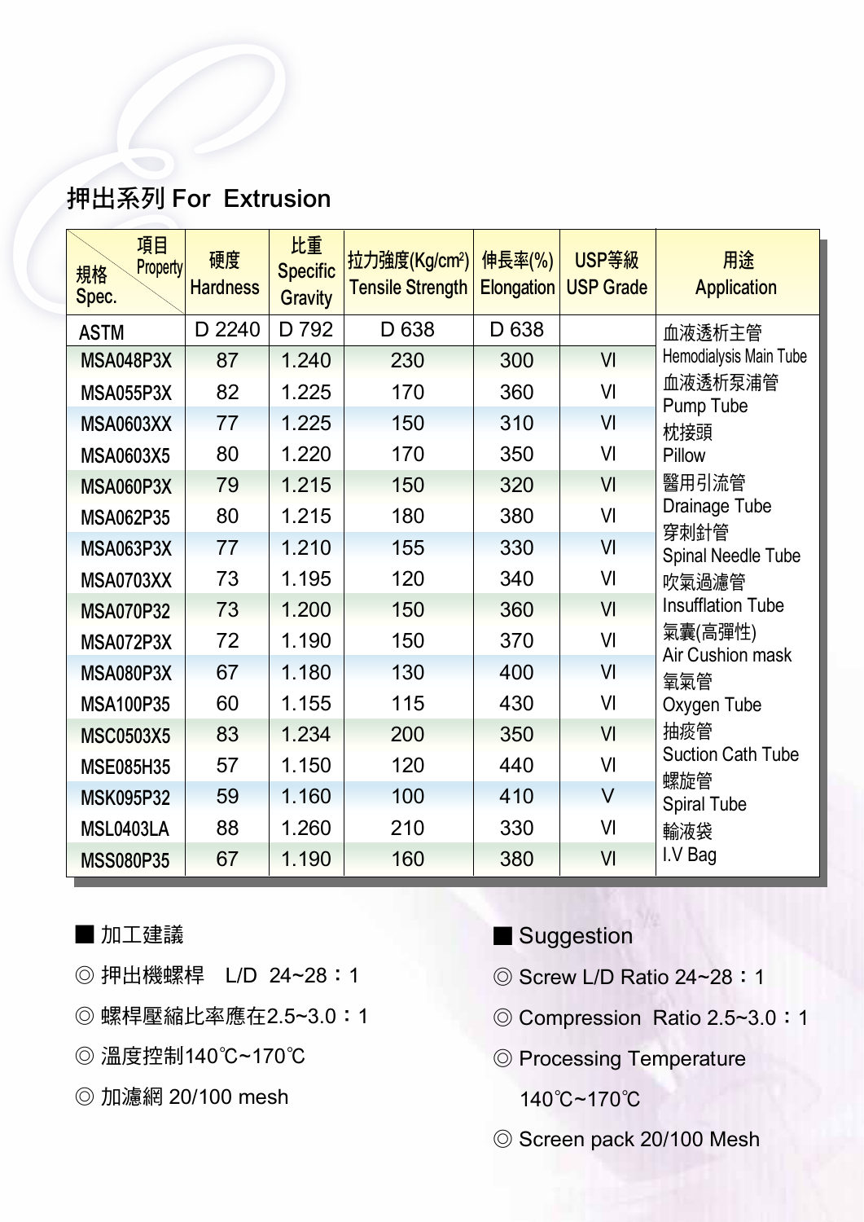## 押出系列 For Extrusion

| 項目 Property / 規格 Spec. | 硬度 Hardness | 比重 Specific Gravity | 拉力強度(Kg/cm$^2$) Tensile Strength | 伸長率(%) Elongation | USP等級 USP Grade | 用途 Application |
|---|---|---|---|---|---|---|
| ASTM | D 2240 | D 792 | D 638 | D 638 | | 血液透析主管 Hemodialysis Main Tube<br>血液透析泵浦管 Pump Tube<br>枕接頭 Pillow<br>醫用引流管 Drainage Tube<br>穿刺針管 Spinal Needle Tube<br>吹氣過濾管 Insufflation Tube<br>氣囊(高彈性) Air Cushion mask<br>氧氣管 Oxygen Tube<br>抽痰管 Suction Cath Tube<br>螺旋管 Spiral Tube<br>輸液袋 I.V Bag |
| MSA048P3X | 87 | 1.240 | 230 | 300 | VI | |
| MSA055P3X | 82 | 1.225 | 170 | 360 | VI | |
| MSA0603XX | 77 | 1.225 | 150 | 310 | VI | |
| MSA0603X5 | 80 | 1.220 | 170 | 350 | VI | |
| MSA060P3X | 79 | 1.215 | 150 | 320 | VI | |
| MSA062P35 | 80 | 1.215 | 180 | 380 | VI | |
| MSA063P3X | 77 | 1.210 | 155 | 330 | VI | |
| MSA0703XX | 73 | 1.195 | 120 | 340 | VI | |
| MSA070P32 | 73 | 1.200 | 150 | 360 | VI | |
| MSA072P3X | 72 | 1.190 | 150 | 370 | VI | |
| MSA080P3X | 67 | 1.180 | 130 | 400 | VI | |
| MSA100P35 | 60 | 1.155 | 115 | 430 | VI | |
| MSC0503X5 | 83 | 1.234 | 200 | 350 | VI | |
| MSE085H35 | 57 | 1.150 | 120 | 440 | VI | |
| MSK095P32 | 59 | 1.160 | 100 | 410 | V | |
| MSL0403LA | 88 | 1.260 | 210 | 330 | VI | |
| MSS080P35 | 67 | 1.190 | 160 | 380 | VI | |

### ■ 加工建議

◎ 押出機螺桿　L/D 24~28：1

◎ 螺桿壓縮比率應在2.5~3.0：1

◎ 溫度控制140℃~170℃

◎ 加濾網 20/100 mesh

### ■ Suggestion

◎ Screw L/D Ratio 24~28：1

◎ Compression Ratio 2.5~3.0：1

◎ Processing Temperature 140℃~170℃

◎ Screen pack 20/100 Mesh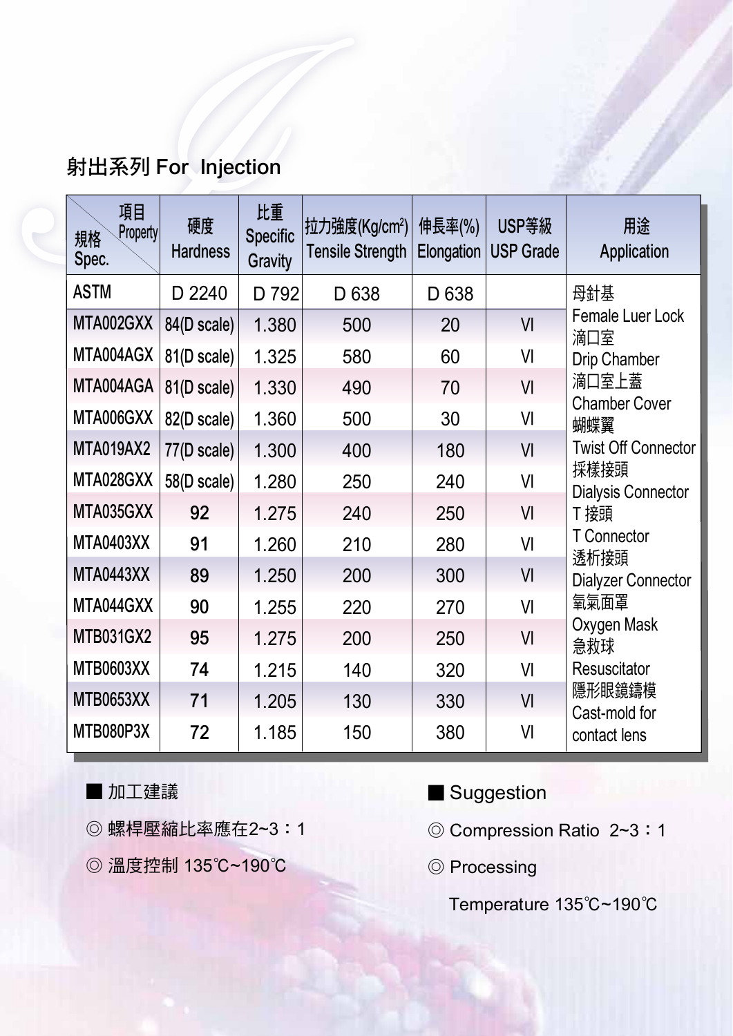## 射出系列 For Injection

| 項目 Property / 規格 Spec. | 硬度 Hardness | 比重 Specific Gravity | 拉力強度(Kg/cm$^2$) Tensile Strength | 伸長率(%) Elongation | USP等級 USP Grade | 用途 Application |
|---|---|---|---|---|---|---|
| ASTM | D 2240 | D 792 | D 638 | D 638 | | 母針基 Female Luer Lock<br>滴口室 Drip Chamber<br>滴口室上蓋 Chamber Cover<br>蝴蝶翼 Twist Off Connector<br>採樣接頭 Dialysis Connector<br>T 接頭 T Connector<br>透析接頭 Dialyzer Connector<br>氧氣面罩 Oxygen Mask<br>急救球 Resuscitator<br>隱形眼鏡鑄模 Cast-mold for contact lens |
| MTA002GXX | 84(D scale) | 1.380 | 500 | 20 | VI | |
| MTA004AGX | 81(D scale) | 1.325 | 580 | 60 | VI | |
| MTA004AGA | 81(D scale) | 1.330 | 490 | 70 | VI | |
| MTA006GXX | 82(D scale) | 1.360 | 500 | 30 | VI | |
| MTA019AX2 | 77(D scale) | 1.300 | 400 | 180 | VI | |
| MTA028GXX | 58(D scale) | 1.280 | 250 | 240 | VI | |
| MTA035GXX | 92 | 1.275 | 240 | 250 | VI | |
| MTA0403XX | 91 | 1.260 | 210 | 280 | VI | |
| MTA0443XX | 89 | 1.250 | 200 | 300 | VI | |
| MTA044GXX | 90 | 1.255 | 220 | 270 | VI | |
| MTB031GX2 | 95 | 1.275 | 200 | 250 | VI | |
| MTB0603XX | 74 | 1.215 | 140 | 320 | VI | |
| MTB0653XX | 71 | 1.205 | 130 | 330 | VI | |
| MTB080P3X | 72 | 1.185 | 150 | 380 | VI | |

■ 加工建議

◎ 螺桿壓縮比率應在2~3：1

◎ 溫度控制 135℃~190℃

■ Suggestion

◎ Compression Ratio 2~3：1

◎ Processing Temperature 135℃~190℃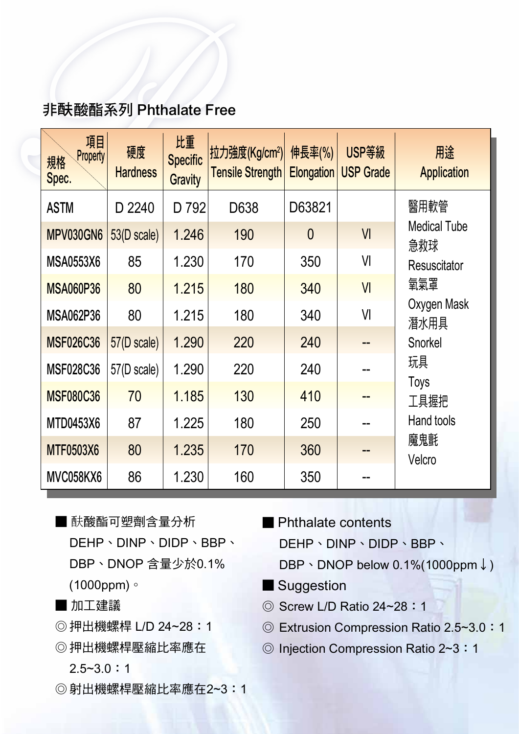## 非酞酸酯系列 Phthalate Free

| 規格 Spec. \ 項目 Property | 硬度 Hardness | 比重 Specific Gravity | 拉力強度(Kg/cm²) Tensile Strength | 伸長率(%) Elongation | USP等級 USP Grade | 用途 Application |
|---|---|---|---|---|---|---|
| ASTM | D 2240 | D 792 | D638 | D63821 | | 醫用軟管 Medical Tube 急救球 Resuscitator 氧氣罩 Oxygen Mask 潛水用具 Snorkel 玩具 Toys 工具握把 Hand tools 魔鬼氈 Velcro |
| MPV030GN6 | 53(D scale) | 1.246 | 190 | 0 | VI | |
| MSA0553X6 | 85 | 1.230 | 170 | 350 | VI | |
| MSA060P36 | 80 | 1.215 | 180 | 340 | VI | |
| MSA062P36 | 80 | 1.215 | 180 | 340 | VI | |
| MSF026C36 | 57(D scale) | 1.290 | 220 | 240 | -- | |
| MSF028C36 | 57(D scale) | 1.290 | 220 | 240 | -- | |
| MSF080C36 | 70 | 1.185 | 130 | 410 | -- | |
| MTD0453X6 | 87 | 1.225 | 180 | 250 | -- | |
| MTF0503X6 | 80 | 1.235 | 170 | 360 | -- | |
| MVC058KX6 | 86 | 1.230 | 160 | 350 | -- | |

■ 酞酸酯可塑劑含量分析

DEHP、DINP、DIDP、BBP、DBP、DNOP 含量少於0.1%(1000ppm)。

■ 加工建議

◎ 押出機螺桿 L/D 24~28：1

◎ 押出機螺桿壓縮比率應在2.5~3.0：1

◎ 射出機螺桿壓縮比率應在2~3：1

■ Phthalate contents

DEHP、DINP、DIDP、BBP、DBP、DNOP below 0.1%(1000ppm↓)

■ Suggestion

◎ Screw L/D Ratio 24~28：1

◎ Extrusion Compression Ratio 2.5~3.0：1

◎ Injection Compression Ratio 2~3：1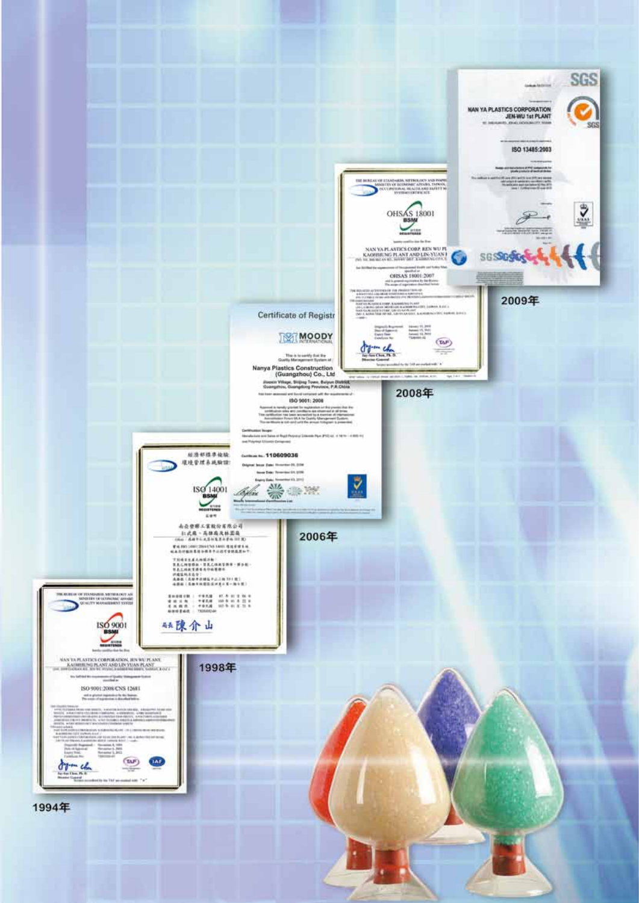2009年

2008年

2006年

1998年

1994年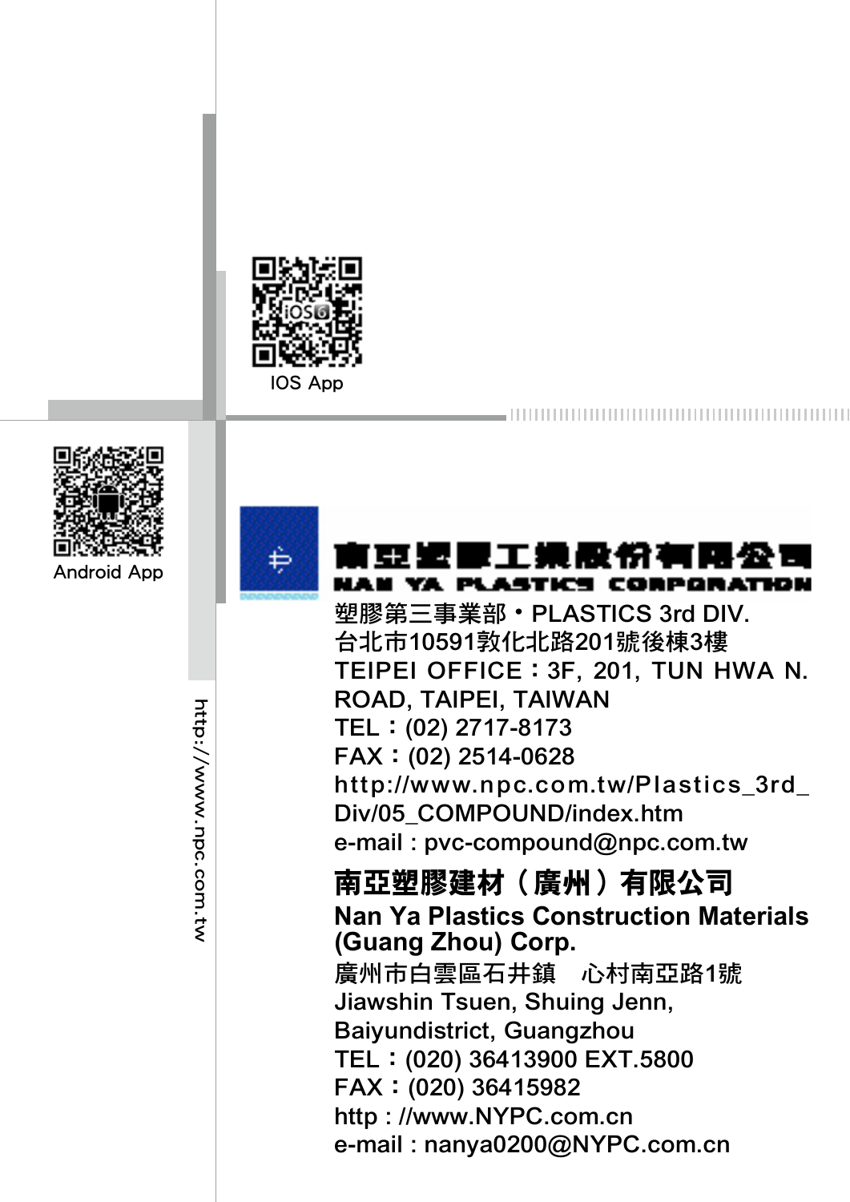IOS App

Android App

http://www.npc.com.tw

**南亞塑膠工業股份有限公司**
**NAN YA PLASTICS CORPORATION**

塑膠第三事業部・PLASTICS 3rd DIV.
台北市10591敦化北路201號後棟3樓
TEIPEI OFFICE：3F, 201, TUN HWA N. ROAD, TAIPEI, TAIWAN
TEL：(02) 2717-8173
FAX：(02) 2514-0628
http://www.npc.com.tw/Plastics_3rd_Div/05_COMPOUND/index.htm
e-mail : pvc-compound@npc.com.tw

**南亞塑膠建材（廣州）有限公司**
**Nan Ya Plastics Construction Materials (Guang Zhou) Corp.**
廣州市白雲區石井鎮　心村南亞路1號
Jiawshin Tsuen, Shuing Jenn, Baiyundistrict, Guangzhou
TEL：(020) 36413900 EXT.5800
FAX：(020) 36415982
http : //www.NYPC.com.cn
e-mail : nanya0200@NYPC.com.cn